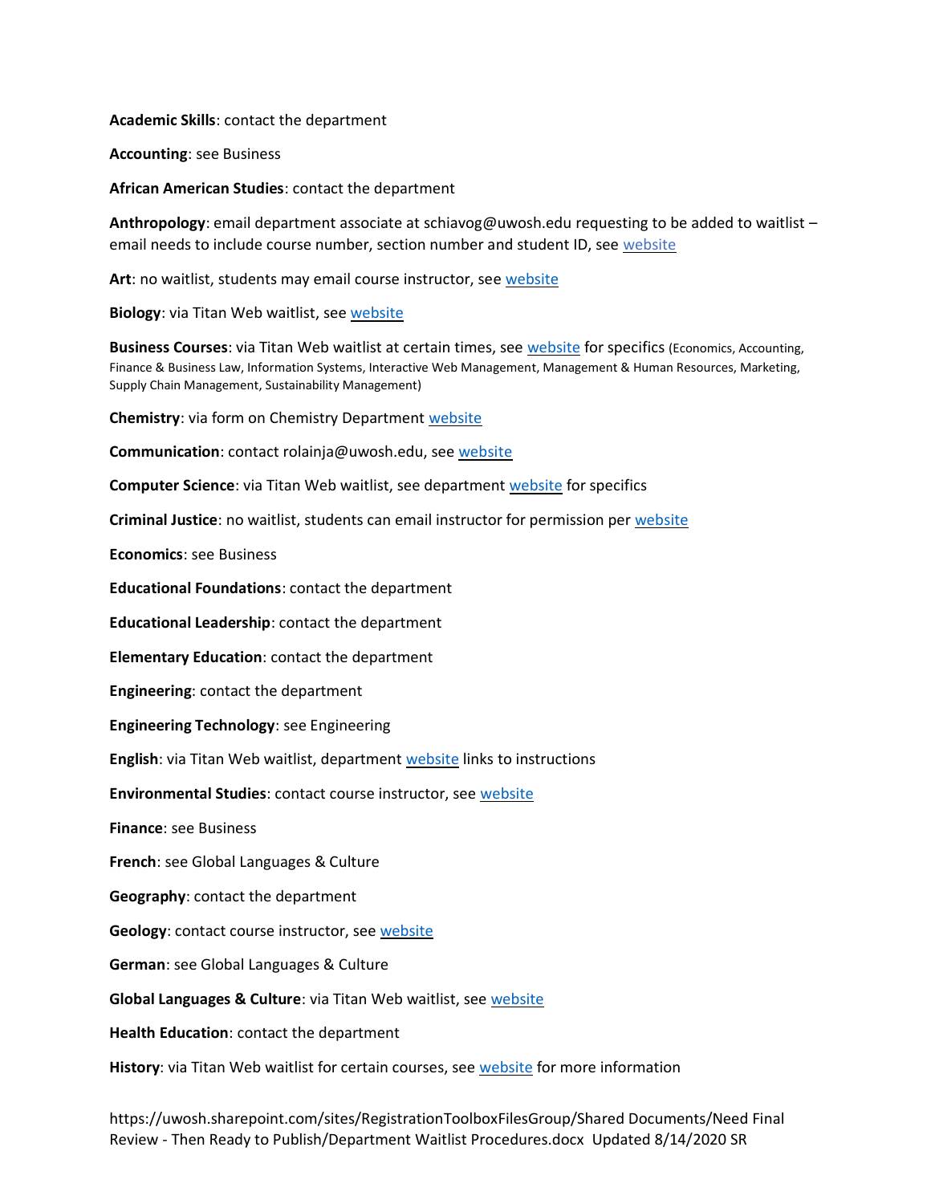**Academic Skills**: contact the department

**Accounting**: see Business

**African American Studies**: contact the department

**Anthropology**: email department associate at schiavog@uwosh.edu requesting to be added to waitlist – email needs to include course number, section number and student ID, see website

**Art**: no waitlist, students may email course instructor, see website

**Biology**: via Titan Web waitlist, see website

**Business Courses**: via Titan Web waitlist at certain times, see website for specifics (Economics, Accounting, Finance & Business Law, Information Systems, Interactive Web Management, Management & Human Resources, Marketing, Supply Chain Management, Sustainability Management)

**Chemistry**: via form on Chemistry Department website

**Communication**: contact rolainja@uwosh.edu, see website

**Computer Science**: via Titan Web waitlist, see department website for specifics

**Criminal Justice**: no waitlist, students can email instructor for permission per website

**Economics**: see Business

**Educational Foundations**: contact the department

**Educational Leadership**: contact the department

**Elementary Education**: contact the department

**Engineering**: contact the department

**Engineering Technology**: see Engineering

**English**: via Titan Web waitlist, department website links to instructions

**Environmental Studies**: contact course instructor, see website

**Finance**: see Business

**French**: see Global Languages & Culture

**Geography**: contact the department

**Geology**: contact course instructor, see website

**German**: see Global Languages & Culture

**Global Languages & Culture**: via Titan Web waitlist, see website

**Health Education**: contact the department

**History**: via Titan Web waitlist for certain courses, see website for more information

https://uwosh.sharepoint.com/sites/RegistrationToolboxFilesGroup/Shared Documents/Need Final Review - Then Ready to Publish/Department Waitlist Procedures.docx Updated 8/14/2020 SR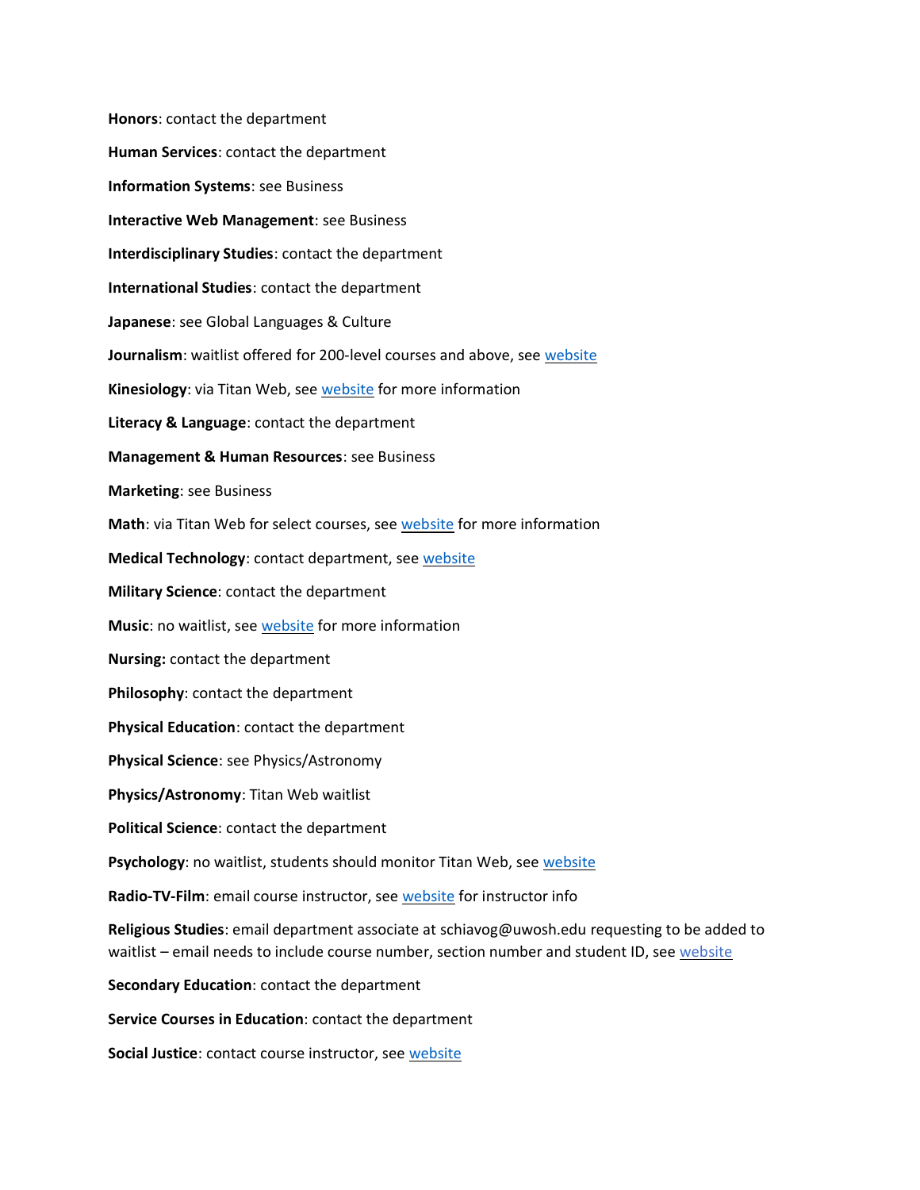**Honors**: contact the department

**Human Services**: contact the department

**Information Systems**: see Business

**Interactive Web Management**: see Business

**Interdisciplinary Studies**: contact the department

**International Studies**: contact the department

**Japanese**: see Global Languages & Culture

**Journalism**: waitlist offered for 200-level courses and above, see website

**Kinesiology**: via Titan Web, see website for more information

**Literacy & Language**: contact the department

**Management & Human Resources**: see Business

**Marketing**: see Business

**Math**: via Titan Web for select courses, see website for more information

**Medical Technology**: contact department, see website

**Military Science**: contact the department

**Music**: no waitlist, see website for more information

**Nursing:** contact the department

**Philosophy**: contact the department

**Physical Education**: contact the department

**Physical Science**: see Physics/Astronomy

**Physics/Astronomy**: Titan Web waitlist

**Political Science**: contact the department

**Psychology**: no waitlist, students should monitor Titan Web, see website

**Radio-TV-Film**: email course instructor, see website for instructor info

**Religious Studies**: email department associate at schiavog@uwosh.edu requesting to be added to waitlist – email needs to include course number, section number and student ID, see website

**Secondary Education**: contact the department

**Service Courses in Education**: contact the department

**Social Justice**: contact course instructor, see website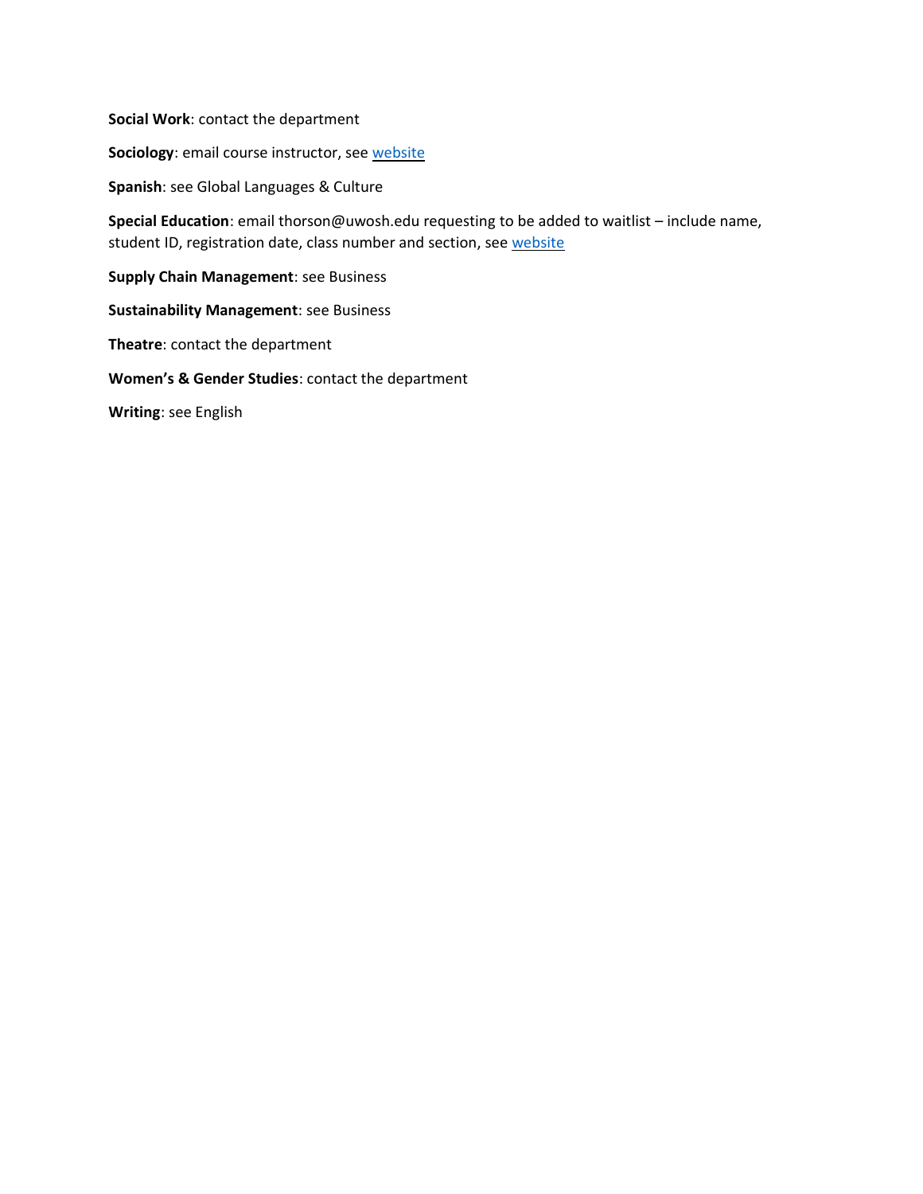**Social Work**: contact the department

**Sociology**: email course instructor, see website

**Spanish**: see Global Languages & Culture

**Special Education**: email thorson@uwosh.edu requesting to be added to waitlist – include name, student ID, registration date, class number and section, see website

**Supply Chain Management**: see Business

**Sustainability Management**: see Business

**Theatre**: contact the department

**Women's & Gender Studies**: contact the department

**Writing**: see English